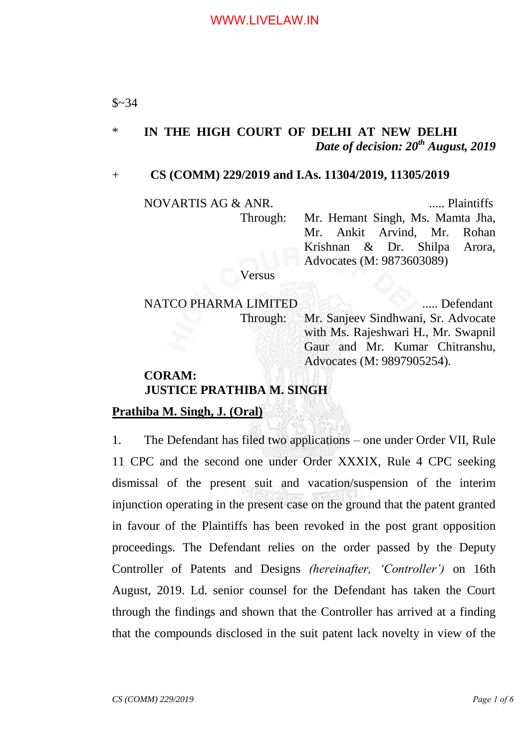$~34

\* **IN THE HIGH COURT OF DELHI AT NEW DELHI**

***Date of decision: 20th August, 2019***

\+ **CS (COMM) 229/2019 and I.As. 11304/2019, 11305/2019**

NOVARTIS AG & ANR. ..... Plaintiffs

Through: Mr. Hemant Singh, Ms. Mamta Jha, Mr. Ankit Arvind, Mr. Rohan Krishnan & Dr. Shilpa Arora, Advocates (M: 9873603089)

Versus

NATCO PHARMA LIMITED ..... Defendant

Through: Mr. Sanjeev Sindhwani, Sr. Advocate with Ms. Rajeshwari H., Mr. Swapnil Gaur and Mr. Kumar Chitranshu, Advocates (M: 9897905254).

**CORAM:**
**JUSTICE PRATHIBA M. SINGH**

**Prathiba M. Singh, J. (Oral)**

1. The Defendant has filed two applications – one under Order VII, Rule 11 CPC and the second one under Order XXXIX, Rule 4 CPC seeking dismissal of the present suit and vacation/suspension of the interim injunction operating in the present case on the ground that the patent granted in favour of the Plaintiffs has been revoked in the post grant opposition proceedings. The Defendant relies on the order passed by the Deputy Controller of Patents and Designs *(hereinafter, 'Controller')* on 16th August, 2019. Ld. senior counsel for the Defendant has taken the Court through the findings and shown that the Controller has arrived at a finding that the compounds disclosed in the suit patent lack novelty in view of the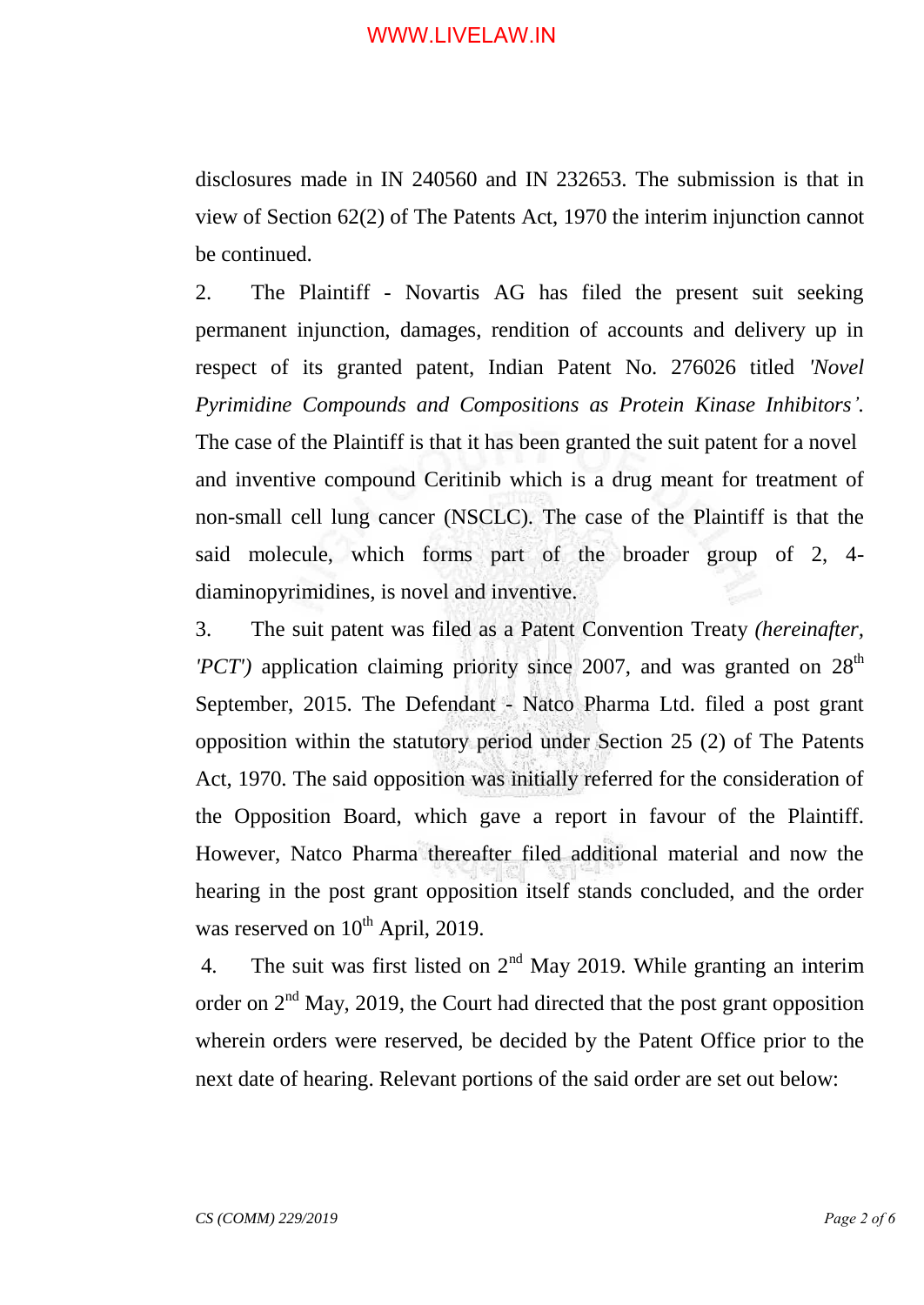disclosures made in IN 240560 and IN 232653. The submission is that in view of Section 62(2) of The Patents Act, 1970 the interim injunction cannot be continued.

2. The Plaintiff - Novartis AG has filed the present suit seeking permanent injunction, damages, rendition of accounts and delivery up in respect of its granted patent, Indian Patent No. 276026 titled *'Novel Pyrimidine Compounds and Compositions as Protein Kinase Inhibitors'*. The case of the Plaintiff is that it has been granted the suit patent for a novel and inventive compound Ceritinib which is a drug meant for treatment of non-small cell lung cancer (NSCLC). The case of the Plaintiff is that the said molecule, which forms part of the broader group of 2, 4-diaminopyrimidines, is novel and inventive.

3. The suit patent was filed as a Patent Convention Treaty *(hereinafter, 'PCT')* application claiming priority since 2007, and was granted on 28th September, 2015. The Defendant - Natco Pharma Ltd. filed a post grant opposition within the statutory period under Section 25 (2) of The Patents Act, 1970. The said opposition was initially referred for the consideration of the Opposition Board, which gave a report in favour of the Plaintiff. However, Natco Pharma thereafter filed additional material and now the hearing in the post grant opposition itself stands concluded, and the order was reserved on 10th April, 2019.

4. The suit was first listed on 2nd May 2019. While granting an interim order on 2nd May, 2019, the Court had directed that the post grant opposition wherein orders were reserved, be decided by the Patent Office prior to the next date of hearing. Relevant portions of the said order are set out below: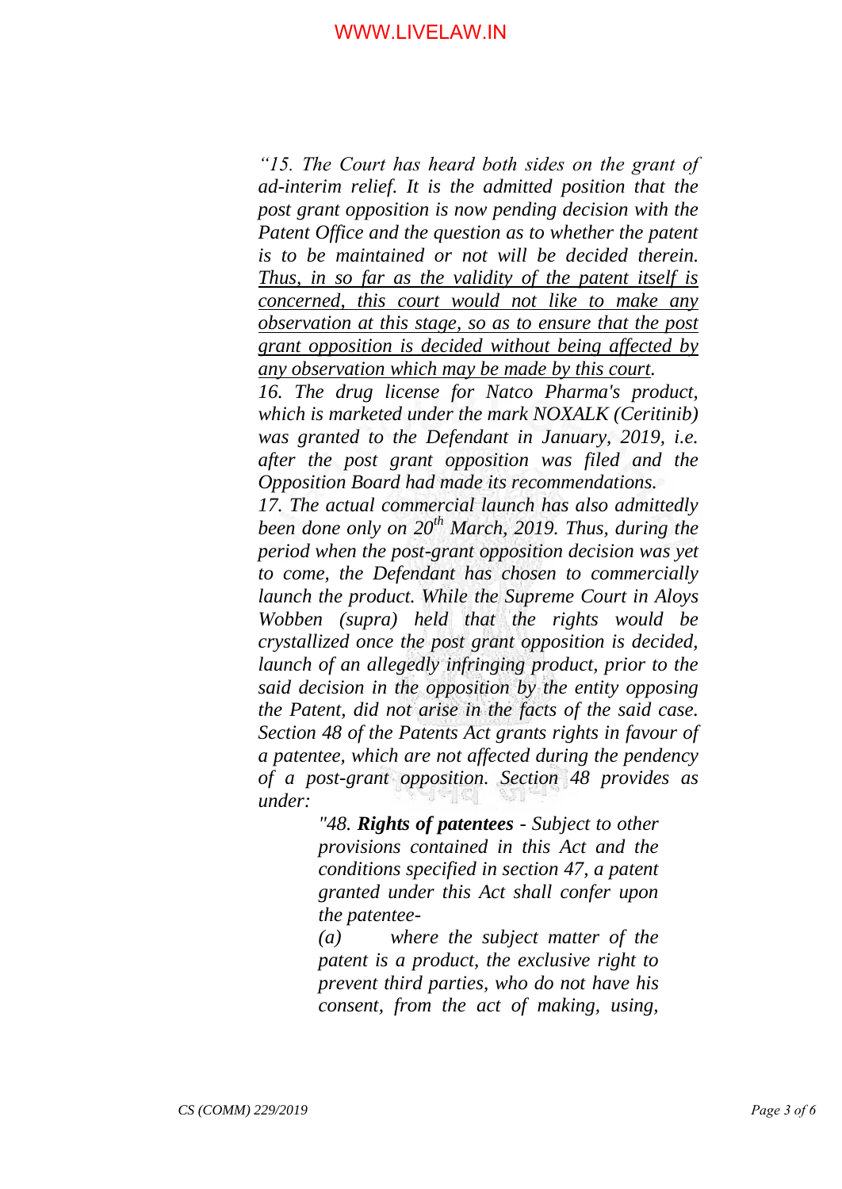*"15. The Court has heard both sides on the grant of ad-interim relief. It is the admitted position that the post grant opposition is now pending decision with the Patent Office and the question as to whether the patent is to be maintained or not will be decided therein. <u>Thus, in so far as the validity of the patent itself is concerned, this court would not like to make any observation at this stage, so as to ensure that the post grant opposition is decided without being affected by any observation which may be made by this court</u>.*

*16. The drug license for Natco Pharma's product, which is marketed under the mark NOXALK (Ceritinib) was granted to the Defendant in January, 2019, i.e. after the post grant opposition was filed and the Opposition Board had made its recommendations.*

*17. The actual commercial launch has also admittedly been done only on 20th March, 2019. Thus, during the period when the post-grant opposition decision was yet to come, the Defendant has chosen to commercially launch the product. While the Supreme Court in Aloys Wobben (supra) held that the rights would be crystallized once the post grant opposition is decided, launch of an allegedly infringing product, prior to the said decision in the opposition by the entity opposing the Patent, did not arise in the facts of the said case. Section 48 of the Patents Act grants rights in favour of a patentee, which are not affected during the pendency of a post-grant opposition. Section 48 provides as under:*

> *"48. **Rights of patentees** - Subject to other provisions contained in this Act and the conditions specified in section 47, a patent granted under this Act shall confer upon the patentee-*
>
> *(a) where the subject matter of the patent is a product, the exclusive right to prevent third parties, who do not have his consent, from the act of making, using,*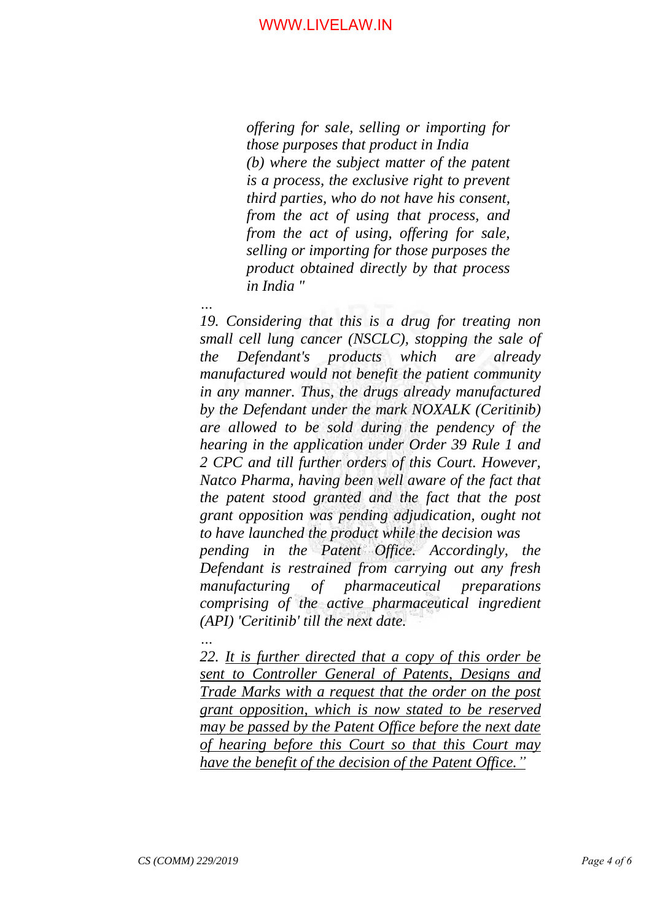*offering for sale, selling or importing for those purposes that product in India*
*(b) where the subject matter of the patent is a process, the exclusive right to prevent third parties, who do not have his consent, from the act of using that process, and from the act of using, offering for sale, selling or importing for those purposes the product obtained directly by that process in India "*

*…*

*19. Considering that this is a drug for treating non small cell lung cancer (NSCLC), stopping the sale of the Defendant's products which are already manufactured would not benefit the patient community in any manner. Thus, the drugs already manufactured by the Defendant under the mark NOXALK (Ceritinib) are allowed to be sold during the pendency of the hearing in the application under Order 39 Rule 1 and 2 CPC and till further orders of this Court. However, Natco Pharma, having been well aware of the fact that the patent stood granted and the fact that the post grant opposition was pending adjudication, ought not to have launched the product while the decision was pending in the Patent Office. Accordingly, the Defendant is restrained from carrying out any fresh manufacturing of pharmaceutical preparations comprising of the active pharmaceutical ingredient (API) 'Ceritinib' till the next date.*

*…*

*22. <u>It is further directed that a copy of this order be sent to Controller General of Patents, Designs and Trade Marks with a request that the order on the post grant opposition, which is now stated to be reserved may be passed by the Patent Office before the next date of hearing before this Court so that this Court may have the benefit of the decision of the Patent Office.”</u>*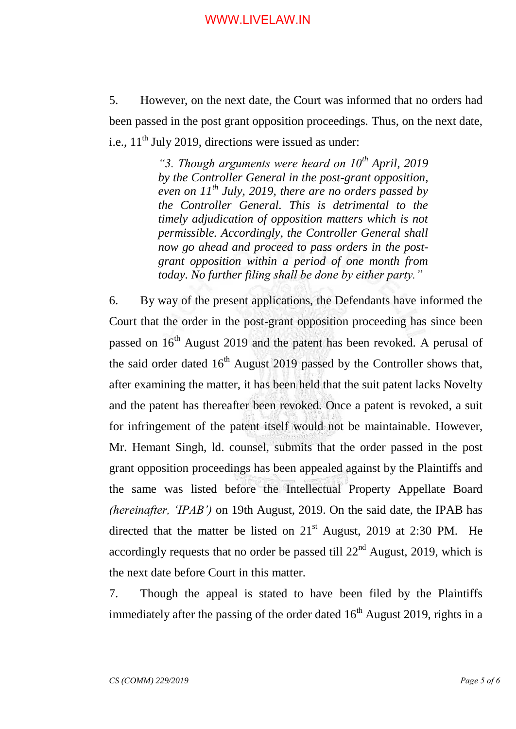5. However, on the next date, the Court was informed that no orders had been passed in the post grant opposition proceedings. Thus, on the next date, i.e., 11th July 2019, directions were issued as under:

> *"3. Though arguments were heard on 10th April, 2019 by the Controller General in the post-grant opposition, even on 11th July, 2019, there are no orders passed by the Controller General. This is detrimental to the timely adjudication of opposition matters which is not permissible. Accordingly, the Controller General shall now go ahead and proceed to pass orders in the post-grant opposition within a period of one month from today. No further filing shall be done by either party."*

6. By way of the present applications, the Defendants have informed the Court that the order in the post-grant opposition proceeding has since been passed on 16th August 2019 and the patent has been revoked. A perusal of the said order dated 16th August 2019 passed by the Controller shows that, after examining the matter, it has been held that the suit patent lacks Novelty and the patent has thereafter been revoked. Once a patent is revoked, a suit for infringement of the patent itself would not be maintainable. However, Mr. Hemant Singh, ld. counsel, submits that the order passed in the post grant opposition proceedings has been appealed against by the Plaintiffs and the same was listed before the Intellectual Property Appellate Board *(hereinafter, 'IPAB')* on 19th August, 2019. On the said date, the IPAB has directed that the matter be listed on 21st August, 2019 at 2:30 PM. He accordingly requests that no order be passed till 22nd August, 2019, which is the next date before Court in this matter.

7. Though the appeal is stated to have been filed by the Plaintiffs immediately after the passing of the order dated 16th August 2019, rights in a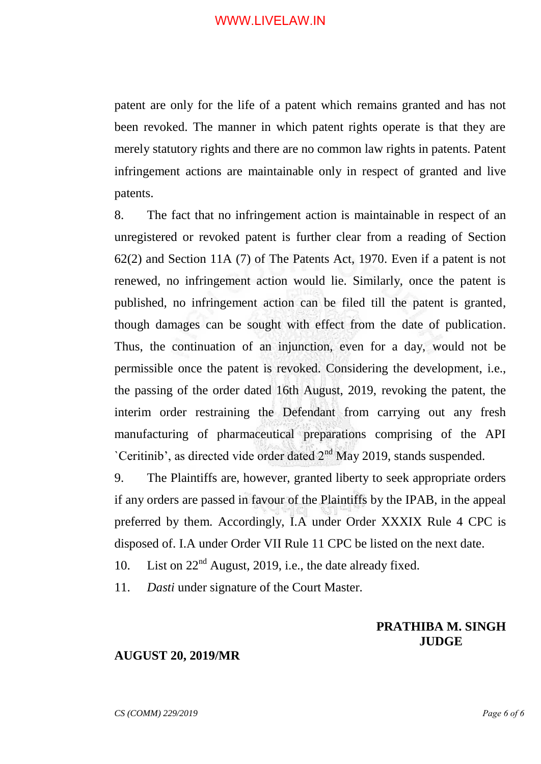patent are only for the life of a patent which remains granted and has not been revoked. The manner in which patent rights operate is that they are merely statutory rights and there are no common law rights in patents. Patent infringement actions are maintainable only in respect of granted and live patents.

8. The fact that no infringement action is maintainable in respect of an unregistered or revoked patent is further clear from a reading of Section 62(2) and Section 11A (7) of The Patents Act, 1970. Even if a patent is not renewed, no infringement action would lie. Similarly, once the patent is published, no infringement action can be filed till the patent is granted, though damages can be sought with effect from the date of publication. Thus, the continuation of an injunction, even for a day, would not be permissible once the patent is revoked. Considering the development, i.e., the passing of the order dated 16th August, 2019, revoking the patent, the interim order restraining the Defendant from carrying out any fresh manufacturing of pharmaceutical preparations comprising of the API `Ceritinib', as directed vide order dated 2nd May 2019, stands suspended.

9. The Plaintiffs are, however, granted liberty to seek appropriate orders if any orders are passed in favour of the Plaintiffs by the IPAB, in the appeal preferred by them. Accordingly, I.A under Order XXXIX Rule 4 CPC is disposed of. I.A under Order VII Rule 11 CPC be listed on the next date.

10. List on 22nd August, 2019, i.e., the date already fixed.

11. *Dasti* under signature of the Court Master.

**PRATHIBA M. SINGH**
**JUDGE**

**AUGUST 20, 2019/MR**